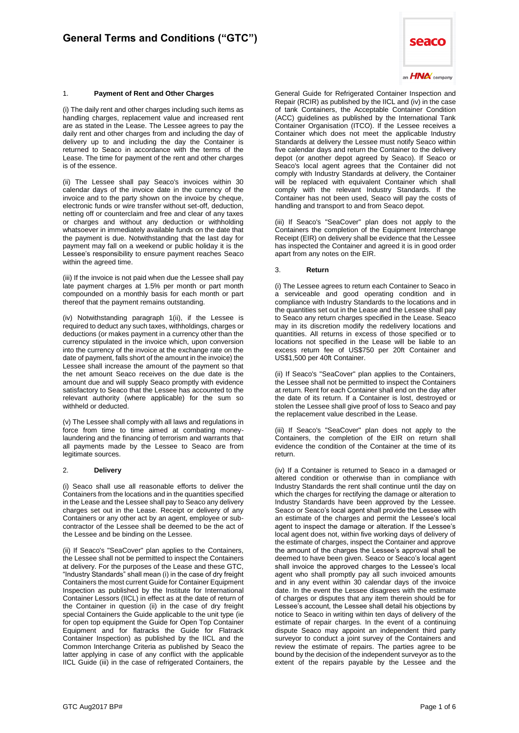# General Terms and Conditions ("GTC")

### 1. Payment of Rent and Other Charges

(i) The daily rent and other charges including such items as handling charges, replacement value and increased rent are as stated in the Lease. The Lessee agrees to pay the daily rent and other charges from and including the day of delivery up to and including the day the Container is returned to Seaco in accordance with the terms of the Lease. The time for payment of the rent and other charges is of the essence.

(ii) The Lessee shall pay Seaco's invoices within 30 calendar days of the invoice date in the currency of the invoice and to the party shown on the invoice by cheque, electronic funds or wire transfer without set-off, deduction, netting off or counterclaim and free and clear of any taxes or charges and without any deduction or withholding whatsoever in immediately available funds on the date that the payment is due. Notwithstanding that the last day for payment may fall on a weekend or public holiday it is the Lessee's responsibility to ensure payment reaches Seaco within the agreed time.

(iii) If the invoice is not paid when due the Lessee shall pay late payment charges at 1.5% per month or part month compounded on a monthly basis for each month or part thereof that the payment remains outstanding.

(iv) Notwithstanding paragraph 1(ii), if the Lessee is required to deduct any such taxes, withholdings, charges or deductions (or makes payment in a currency other than the currency stipulated in the invoice which, upon conversion into the currency of the invoice at the exchange rate on the date of payment, falls short of the amount in the invoice) the Lessee shall increase the amount of the payment so that the net amount Seaco receives on the due date is the amount due and will supply Seaco promptly with evidence satisfactory to Seaco that the Lessee has accounted to the relevant authority (where applicable) for the sum so withheld or deducted.

(v) The Lessee shall comply with all laws and regulations in force from time to time aimed at combating money-laundering and the financing of terrorism and warrants that all payments made by the Lessee to Seaco are from legitimate sources.

### 2. Delivery

(i) Seaco shall use all reasonable efforts to deliver the Containers from the locations and in the quantities specified in the Lease and the Lessee shall pay to Seaco any delivery charges set out in the Lease. Receipt or delivery of any Containers or any other act by an agent, employee or sub-contractor of the Lessee shall be deemed to be the act of the Lessee and be binding on the Lessee.

(ii) If Seaco's "SeaCover" plan applies to the Containers, the Lessee shall not be permitted to inspect the Containers at delivery. For the purposes of the Lease and these GTC, "Industry Standards" shall mean (i) in the case of dry freight Containers the most current Guide for Container Equipment Inspection as published by the Institute for International Container Lessors (IICL) in effect as at the date of return of the Container in question (ii) in the case of dry freight special Containers the Guide applicable to the unit type (ie for open top equipment the Guide for Open Top Container Equipment and for flatracks the Guide for Flatrack Container Inspection) as published by the IICL and the Common Interchange Criteria as published by Seaco the latter applying in case of any conflict with the applicable IICL Guide (iii) in the case of refrigerated Containers, the General Guide for Refrigerated Container Inspection and Repair (RCIR) as published by the IICL and (iv) in the case of tank Containers, the Acceptable Container Condition (ACC) guidelines as published by the International Tank Container Organisation (ITCO). If the Lessee receives a Container which does not meet the applicable Industry Standards at delivery the Lessee must notify Seaco within five calendar days and return the Container to the delivery depot (or another depot agreed by Seaco). If Seaco or Seaco's local agent agrees that the Container did not comply with Industry Standards at delivery, the Container will be replaced with equivalent Container which shall comply with the relevant Industry Standards. If the Container has not been used, Seaco will pay the costs of handling and transport to and from Seaco depot.

(iii) If Seaco's "SeaCover" plan does not apply to the Containers the completion of the Equipment Interchange Receipt (EIR) on delivery shall be evidence that the Lessee has inspected the Container and agreed it is in good order apart from any notes on the EIR.

### 3. Return

(i) The Lessee agrees to return each Container to Seaco in a serviceable and good operating condition and in compliance with Industry Standards to the locations and in the quantities set out in the Lease and the Lessee shall pay to Seaco any return charges specified in the Lease. Seaco may in its discretion modify the redelivery locations and quantities. All returns in excess of those specified or to locations not specified in the Lease will be liable to an excess return fee of US$750 per 20ft Container and US$1,500 per 40ft Container.

(ii) If Seaco's "SeaCover" plan applies to the Containers, the Lessee shall not be permitted to inspect the Containers at return. Rent for each Container shall end on the day after the date of its return. If a Container is lost, destroyed or stolen the Lessee shall give proof of loss to Seaco and pay the replacement value described in the Lease.

(iii) If Seaco's "SeaCover" plan does not apply to the Containers, the completion of the EIR on return shall evidence the condition of the Container at the time of its return.

(iv) If a Container is returned to Seaco in a damaged or altered condition or otherwise than in compliance with Industry Standards the rent shall continue until the day on which the charges for rectifying the damage or alteration to Industry Standards have been approved by the Lessee. Seaco or Seaco's local agent shall provide the Lessee with an estimate of the charges and permit the Lessee's local agent to inspect the damage or alteration. If the Lessee's local agent does not, within five working days of delivery of the estimate of charges, inspect the Container and approve the amount of the charges the Lessee's approval shall be deemed to have been given. Seaco or Seaco's local agent shall invoice the approved charges to the Lessee's local agent who shall promptly pay all such invoiced amounts and in any event within 30 calendar days of the invoice date. In the event the Lessee disagrees with the estimate of charges or disputes that any item therein should be for Lessee's account, the Lessee shall detail his objections by notice to Seaco in writing within ten days of delivery of the estimate of repair charges. In the event of a continuing dispute Seaco may appoint an independent third party surveyor to conduct a joint survey of the Containers and review the estimate of repairs. The parties agree to be bound by the decision of the independent surveyor as to the extent of the repairs payable by the Lessee and the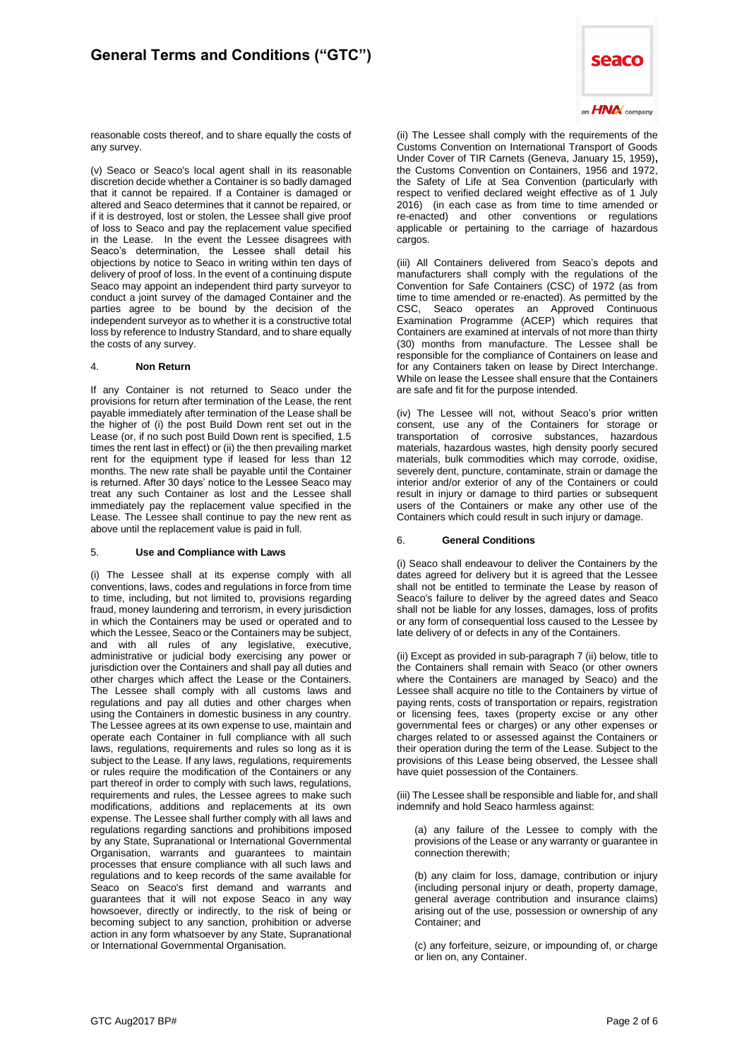reasonable costs thereof, and to share equally the costs of any survey.

(v) Seaco or Seaco's local agent shall in its reasonable discretion decide whether a Container is so badly damaged that it cannot be repaired. If a Container is damaged or altered and Seaco determines that it cannot be repaired, or if it is destroyed, lost or stolen, the Lessee shall give proof of loss to Seaco and pay the replacement value specified in the Lease. In the event the Lessee disagrees with Seaco's determination, the Lessee shall detail his objections by notice to Seaco in writing within ten days of delivery of proof of loss. In the event of a continuing dispute Seaco may appoint an independent third party surveyor to conduct a joint survey of the damaged Container and the parties agree to be bound by the decision of the independent surveyor as to whether it is a constructive total loss by reference to Industry Standard, and to share equally the costs of any survey.

### 4. Non Return

If any Container is not returned to Seaco under the provisions for return after termination of the Lease, the rent payable immediately after termination of the Lease shall be the higher of (i) the post Build Down rent set out in the Lease (or, if no such post Build Down rent is specified, 1.5 times the rent last in effect) or (ii) the then prevailing market rent for the equipment type if leased for less than 12 months. The new rate shall be payable until the Container is returned. After 30 days' notice to the Lessee Seaco may treat any such Container as lost and the Lessee shall immediately pay the replacement value specified in the Lease. The Lessee shall continue to pay the new rent as above until the replacement value is paid in full.

### 5. Use and Compliance with Laws

(i) The Lessee shall at its expense comply with all conventions, laws, codes and regulations in force from time to time, including, but not limited to, provisions regarding fraud, money laundering and terrorism, in every jurisdiction in which the Containers may be used or operated and to which the Lessee, Seaco or the Containers may be subject, and with all rules of any legislative, executive, administrative or judicial body exercising any power or jurisdiction over the Containers and shall pay all duties and other charges which affect the Lease or the Containers. The Lessee shall comply with all customs laws and regulations and pay all duties and other charges when using the Containers in domestic business in any country. The Lessee agrees at its own expense to use, maintain and operate each Container in full compliance with all such laws, regulations, requirements and rules so long as it is subject to the Lease. If any laws, regulations, requirements or rules require the modification of the Containers or any part thereof in order to comply with such laws, regulations, requirements and rules, the Lessee agrees to make such modifications, additions and replacements at its own expense. The Lessee shall further comply with all laws and regulations regarding sanctions and prohibitions imposed by any State, Supranational or International Governmental Organisation, warrants and guarantees to maintain processes that ensure compliance with all such laws and regulations and to keep records of the same available for Seaco on Seaco's first demand and warrants and guarantees that it will not expose Seaco in any way howsoever, directly or indirectly, to the risk of being or becoming subject to any sanction, prohibition or adverse action in any form whatsoever by any State, Supranational or International Governmental Organisation.

(ii) The Lessee shall comply with the requirements of the Customs Convention on International Transport of Goods Under Cover of TIR Carnets (Geneva, January 15, 1959), the Customs Convention on Containers, 1956 and 1972, the Safety of Life at Sea Convention (particularly with respect to verified declared weight effective as of 1 July 2016) (in each case as from time to time amended or re-enacted) and other conventions or regulations applicable or pertaining to the carriage of hazardous cargos.

(iii) All Containers delivered from Seaco's depots and manufacturers shall comply with the regulations of the Convention for Safe Containers (CSC) of 1972 (as from time to time amended or re-enacted). As permitted by the CSC, Seaco operates an Approved Continuous Examination Programme (ACEP) which requires that Containers are examined at intervals of not more than thirty (30) months from manufacture. The Lessee shall be responsible for the compliance of Containers on lease and for any Containers taken on lease by Direct Interchange. While on lease the Lessee shall ensure that the Containers are safe and fit for the purpose intended.

(iv) The Lessee will not, without Seaco's prior written consent, use any of the Containers for storage or transportation of corrosive substances, hazardous materials, hazardous wastes, high density poorly secured materials, bulk commodities which may corrode, oxidise, severely dent, puncture, contaminate, strain or damage the interior and/or exterior of any of the Containers or could result in injury or damage to third parties or subsequent users of the Containers or make any other use of the Containers which could result in such injury or damage.

### 6. General Conditions

(i) Seaco shall endeavour to deliver the Containers by the dates agreed for delivery but it is agreed that the Lessee shall not be entitled to terminate the Lease by reason of Seaco's failure to deliver by the agreed dates and Seaco shall not be liable for any losses, damages, loss of profits or any form of consequential loss caused to the Lessee by late delivery of or defects in any of the Containers.

(ii) Except as provided in sub-paragraph 7 (ii) below, title to the Containers shall remain with Seaco (or other owners where the Containers are managed by Seaco) and the Lessee shall acquire no title to the Containers by virtue of paying rents, costs of transportation or repairs, registration or licensing fees, taxes (property excise or any other governmental fees or charges) or any other expenses or charges related to or assessed against the Containers or their operation during the term of the Lease. Subject to the provisions of this Lease being observed, the Lessee shall have quiet possession of the Containers.

(iii) The Lessee shall be responsible and liable for, and shall indemnify and hold Seaco harmless against:

(a) any failure of the Lessee to comply with the provisions of the Lease or any warranty or guarantee in connection therewith;

(b) any claim for loss, damage, contribution or injury (including personal injury or death, property damage, general average contribution and insurance claims) arising out of the use, possession or ownership of any Container; and

(c) any forfeiture, seizure, or impounding of, or charge or lien on, any Container.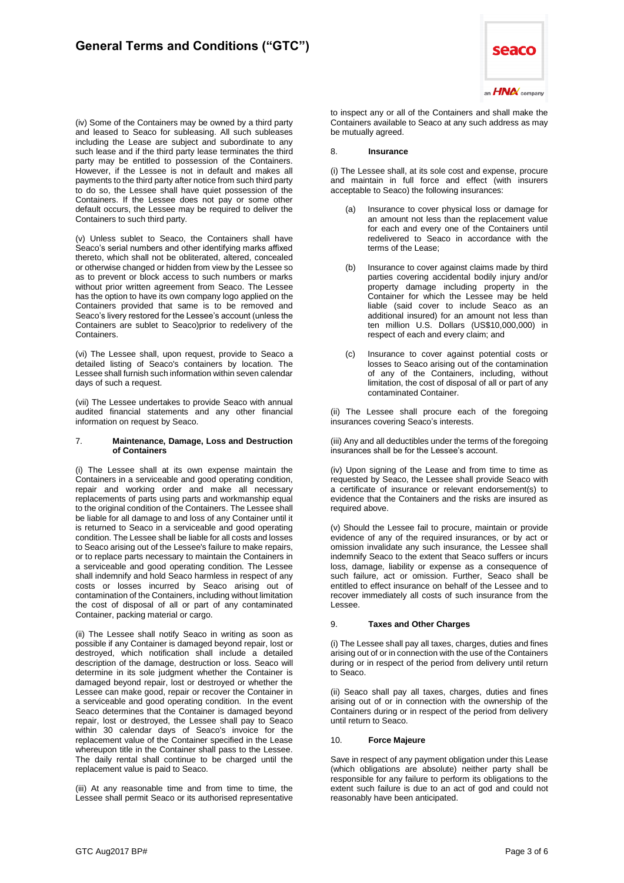(iv) Some of the Containers may be owned by a third party and leased to Seaco for subleasing. All such subleases including the Lease are subject and subordinate to any such lease and if the third party lease terminates the third party may be entitled to possession of the Containers. However, if the Lessee is not in default and makes all payments to the third party after notice from such third party to do so, the Lessee shall have quiet possession of the Containers. If the Lessee does not pay or some other default occurs, the Lessee may be required to deliver the Containers to such third party.

(v) Unless sublet to Seaco, the Containers shall have Seaco's serial numbers and other identifying marks affixed thereto, which shall not be obliterated, altered, concealed or otherwise changed or hidden from view by the Lessee so as to prevent or block access to such numbers or marks without prior written agreement from Seaco. The Lessee has the option to have its own company logo applied on the Containers provided that same is to be removed and Seaco's livery restored for the Lessee's account (unless the Containers are sublet to Seaco)prior to redelivery of the Containers.

(vi) The Lessee shall, upon request, provide to Seaco a detailed listing of Seaco's containers by location. The Lessee shall furnish such information within seven calendar days of such a request.

(vii) The Lessee undertakes to provide Seaco with annual audited financial statements and any other financial information on request by Seaco.

## 7. Maintenance, Damage, Loss and Destruction of Containers

(i) The Lessee shall at its own expense maintain the Containers in a serviceable and good operating condition, repair and working order and make all necessary replacements of parts using parts and workmanship equal to the original condition of the Containers. The Lessee shall be liable for all damage to and loss of any Container until it is returned to Seaco in a serviceable and good operating condition. The Lessee shall be liable for all costs and losses to Seaco arising out of the Lessee's failure to make repairs, or to replace parts necessary to maintain the Containers in a serviceable and good operating condition. The Lessee shall indemnify and hold Seaco harmless in respect of any costs or losses incurred by Seaco arising out of contamination of the Containers, including without limitation the cost of disposal of all or part of any contaminated Container, packing material or cargo.

(ii) The Lessee shall notify Seaco in writing as soon as possible if any Container is damaged beyond repair, lost or destroyed, which notification shall include a detailed description of the damage, destruction or loss. Seaco will determine in its sole judgment whether the Container is damaged beyond repair, lost or destroyed or whether the Lessee can make good, repair or recover the Container in a serviceable and good operating condition. In the event Seaco determines that the Container is damaged beyond repair, lost or destroyed, the Lessee shall pay to Seaco within 30 calendar days of Seaco's invoice for the replacement value of the Container specified in the Lease whereupon title in the Container shall pass to the Lessee. The daily rental shall continue to be charged until the replacement value is paid to Seaco.

(iii) At any reasonable time and from time to time, the Lessee shall permit Seaco or its authorised representative to inspect any or all of the Containers and shall make the Containers available to Seaco at any such address as may be mutually agreed.

## 8. Insurance

(i) The Lessee shall, at its sole cost and expense, procure and maintain in full force and effect (with insurers acceptable to Seaco) the following insurances:

(a) Insurance to cover physical loss or damage for an amount not less than the replacement value for each and every one of the Containers until redelivered to Seaco in accordance with the terms of the Lease;

(b) Insurance to cover against claims made by third parties covering accidental bodily injury and/or property damage including property in the Container for which the Lessee may be held liable (said cover to include Seaco as an additional insured) for an amount not less than ten million U.S. Dollars (US$10,000,000) in respect of each and every claim; and

(c) Insurance to cover against potential costs or losses to Seaco arising out of the contamination of any of the Containers, including, without limitation, the cost of disposal of all or part of any contaminated Container.

(ii) The Lessee shall procure each of the foregoing insurances covering Seaco's interests.

(iii) Any and all deductibles under the terms of the foregoing insurances shall be for the Lessee's account.

(iv) Upon signing of the Lease and from time to time as requested by Seaco, the Lessee shall provide Seaco with a certificate of insurance or relevant endorsement(s) to evidence that the Containers and the risks are insured as required above.

(v) Should the Lessee fail to procure, maintain or provide evidence of any of the required insurances, or by act or omission invalidate any such insurance, the Lessee shall indemnify Seaco to the extent that Seaco suffers or incurs loss, damage, liability or expense as a consequence of such failure, act or omission. Further, Seaco shall be entitled to effect insurance on behalf of the Lessee and to recover immediately all costs of such insurance from the Lessee.

## 9. Taxes and Other Charges

(i) The Lessee shall pay all taxes, charges, duties and fines arising out of or in connection with the use of the Containers during or in respect of the period from delivery until return to Seaco.

(ii) Seaco shall pay all taxes, charges, duties and fines arising out of or in connection with the ownership of the Containers during or in respect of the period from delivery until return to Seaco.

## 10. Force Majeure

Save in respect of any payment obligation under this Lease (which obligations are absolute) neither party shall be responsible for any failure to perform its obligations to the extent such failure is due to an act of god and could not reasonably have been anticipated.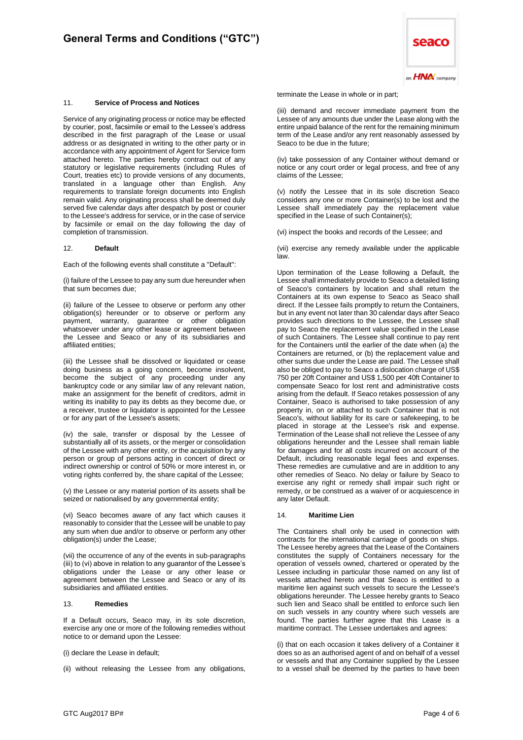### 11. **Service of Process and Notices**

Service of any originating process or notice may be effected by courier, post, facsimile or email to the Lessee's address described in the first paragraph of the Lease or usual address or as designated in writing to the other party or in accordance with any appointment of Agent for Service form attached hereto. The parties hereby contract out of any statutory or legislative requirements (including Rules of Court, treaties etc) to provide versions of any documents, translated in a language other than English. Any requirements to translate foreign documents into English remain valid. Any originating process shall be deemed duly served five calendar days after despatch by post or courier to the Lessee's address for service, or in the case of service by facsimile or email on the day following the day of completion of transmission.

### 12. **Default**

Each of the following events shall constitute a "Default":

(i) failure of the Lessee to pay any sum due hereunder when that sum becomes due;

(ii) failure of the Lessee to observe or perform any other obligation(s) hereunder or to observe or perform any payment, warranty, guarantee or other obligation whatsoever under any other lease or agreement between the Lessee and Seaco or any of its subsidiaries and affiliated entities;

(iii) the Lessee shall be dissolved or liquidated or cease doing business as a going concern, become insolvent, become the subject of any proceeding under any bankruptcy code or any similar law of any relevant nation, make an assignment for the benefit of creditors, admit in writing its inability to pay its debts as they become due, or a receiver, trustee or liquidator is appointed for the Lessee or for any part of the Lessee's assets;

(iv) the sale, transfer or disposal by the Lessee of substantially all of its assets, or the merger or consolidation of the Lessee with any other entity, or the acquisition by any person or group of persons acting in concert of direct or indirect ownership or control of 50% or more interest in, or voting rights conferred by, the share capital of the Lessee;

(v) the Lessee or any material portion of its assets shall be seized or nationalised by any governmental entity;

(vi) Seaco becomes aware of any fact which causes it reasonably to consider that the Lessee will be unable to pay any sum when due and/or to observe or perform any other obligation(s) under the Lease;

(vii) the occurrence of any of the events in sub-paragraphs (iii) to (vi) above in relation to any guarantor of the Lessee's obligations under the Lease or any other lease or agreement between the Lessee and Seaco or any of its subsidiaries and affiliated entities.

### 13. **Remedies**

If a Default occurs, Seaco may, in its sole discretion, exercise any one or more of the following remedies without notice to or demand upon the Lessee:

(i) declare the Lease in default;

(ii) without releasing the Lessee from any obligations, terminate the Lease in whole or in part;

(iii) demand and recover immediate payment from the Lessee of any amounts due under the Lease along with the entire unpaid balance of the rent for the remaining minimum term of the Lease and/or any rent reasonably assessed by Seaco to be due in the future;

(iv) take possession of any Container without demand or notice or any court order or legal process, and free of any claims of the Lessee;

(v) notify the Lessee that in its sole discretion Seaco considers any one or more Container(s) to be lost and the Lessee shall immediately pay the replacement value specified in the Lease of such Container(s);

(vi) inspect the books and records of the Lessee; and

(vii) exercise any remedy available under the applicable law.

Upon termination of the Lease following a Default, the Lessee shall immediately provide to Seaco a detailed listing of Seaco's containers by location and shall return the Containers at its own expense to Seaco as Seaco shall direct. If the Lessee fails promptly to return the Containers, but in any event not later than 30 calendar days after Seaco provides such directions to the Lessee, the Lessee shall pay to Seaco the replacement value specified in the Lease of such Containers. The Lessee shall continue to pay rent for the Containers until the earlier of the date when (a) the Containers are returned, or (b) the replacement value and other sums due under the Lease are paid. The Lessee shall also be obliged to pay to Seaco a dislocation charge of US$ 750 per 20ft Container and US$ 1,500 per 40ft Container to compensate Seaco for lost rent and administrative costs arising from the default. If Seaco retakes possession of any Container, Seaco is authorised to take possession of any property in, on or attached to such Container that is not Seaco's, without liability for its care or safekeeping, to be placed in storage at the Lessee's risk and expense. Termination of the Lease shall not relieve the Lessee of any obligations hereunder and the Lessee shall remain liable for damages and for all costs incurred on account of the Default, including reasonable legal fees and expenses. These remedies are cumulative and are in addition to any other remedies of Seaco. No delay or failure by Seaco to exercise any right or remedy shall impair such right or remedy, or be construed as a waiver of or acquiescence in any later Default.

### 14. **Maritime Lien**

The Containers shall only be used in connection with contracts for the international carriage of goods on ships. The Lessee hereby agrees that the Lease of the Containers constitutes the supply of Containers necessary for the operation of vessels owned, chartered or operated by the Lessee including in particular those named on any list of vessels attached hereto and that Seaco is entitled to a maritime lien against such vessels to secure the Lessee's obligations hereunder. The Lessee hereby grants to Seaco such lien and Seaco shall be entitled to enforce such lien on such vessels in any country where such vessels are found. The parties further agree that this Lease is a maritime contract. The Lessee undertakes and agrees:

(i) that on each occasion it takes delivery of a Container it does so as an authorised agent of and on behalf of a vessel or vessels and that any Container supplied by the Lessee to a vessel shall be deemed by the parties to have been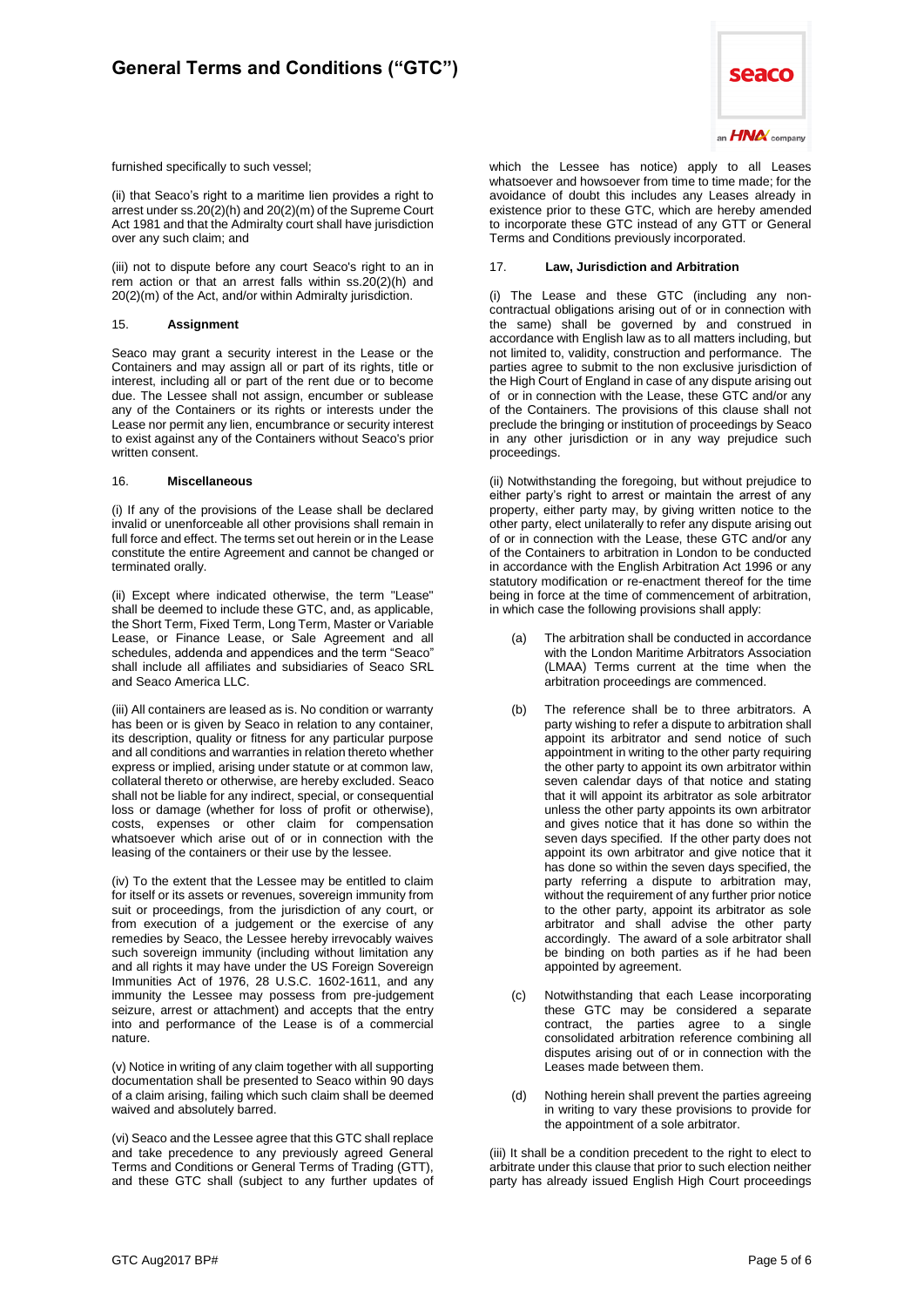furnished specifically to such vessel;

(ii) that Seaco's right to a maritime lien provides a right to arrest under ss.20(2)(h) and 20(2)(m) of the Supreme Court Act 1981 and that the Admiralty court shall have jurisdiction over any such claim; and

(iii) not to dispute before any court Seaco's right to an in rem action or that an arrest falls within ss.20(2)(h) and 20(2)(m) of the Act, and/or within Admiralty jurisdiction.

## 15. Assignment

Seaco may grant a security interest in the Lease or the Containers and may assign all or part of its rights, title or interest, including all or part of the rent due or to become due. The Lessee shall not assign, encumber or sublease any of the Containers or its rights or interests under the Lease nor permit any lien, encumbrance or security interest to exist against any of the Containers without Seaco's prior written consent.

## 16. Miscellaneous

(i) If any of the provisions of the Lease shall be declared invalid or unenforceable all other provisions shall remain in full force and effect. The terms set out herein or in the Lease constitute the entire Agreement and cannot be changed or terminated orally.

(ii) Except where indicated otherwise, the term "Lease" shall be deemed to include these GTC, and, as applicable, the Short Term, Fixed Term, Long Term, Master or Variable Lease, or Finance Lease, or Sale Agreement and all schedules, addenda and appendices and the term "Seaco" shall include all affiliates and subsidiaries of Seaco SRL and Seaco America LLC.

(iii) All containers are leased as is. No condition or warranty has been or is given by Seaco in relation to any container, its description, quality or fitness for any particular purpose and all conditions and warranties in relation thereto whether express or implied, arising under statute or at common law, collateral thereto or otherwise, are hereby excluded. Seaco shall not be liable for any indirect, special, or consequential loss or damage (whether for loss of profit or otherwise), costs, expenses or other claim for compensation whatsoever which arise out of or in connection with the leasing of the containers or their use by the lessee.

(iv) To the extent that the Lessee may be entitled to claim for itself or its assets or revenues, sovereign immunity from suit or proceedings, from the jurisdiction of any court, or from execution of a judgement or the exercise of any remedies by Seaco, the Lessee hereby irrevocably waives such sovereign immunity (including without limitation any and all rights it may have under the US Foreign Sovereign Immunities Act of 1976, 28 U.S.C. 1602-1611, and any immunity the Lessee may possess from pre-judgement seizure, arrest or attachment) and accepts that the entry into and performance of the Lease is of a commercial nature.

(v) Notice in writing of any claim together with all supporting documentation shall be presented to Seaco within 90 days of a claim arising, failing which such claim shall be deemed waived and absolutely barred.

(vi) Seaco and the Lessee agree that this GTC shall replace and take precedence to any previously agreed General Terms and Conditions or General Terms of Trading (GTT), and these GTC shall (subject to any further updates of which the Lessee has notice) apply to all Leases whatsoever and howsoever from time to time made; for the avoidance of doubt this includes any Leases already in existence prior to these GTC, which are hereby amended to incorporate these GTC instead of any GTT or General Terms and Conditions previously incorporated.

## 17. Law, Jurisdiction and Arbitration

(i) The Lease and these GTC (including any non-contractual obligations arising out of or in connection with the same) shall be governed by and construed in accordance with English law as to all matters including, but not limited to, validity, construction and performance. The parties agree to submit to the non exclusive jurisdiction of the High Court of England in case of any dispute arising out of or in connection with the Lease, these GTC and/or any of the Containers. The provisions of this clause shall not preclude the bringing or institution of proceedings by Seaco in any other jurisdiction or in any way prejudice such proceedings.

(ii) Notwithstanding the foregoing, but without prejudice to either party's right to arrest or maintain the arrest of any property, either party may, by giving written notice to the other party, elect unilaterally to refer any dispute arising out of or in connection with the Lease, these GTC and/or any of the Containers to arbitration in London to be conducted in accordance with the English Arbitration Act 1996 or any statutory modification or re-enactment thereof for the time being in force at the time of commencement of arbitration, in which case the following provisions shall apply:

(a) The arbitration shall be conducted in accordance with the London Maritime Arbitrators Association (LMAA) Terms current at the time when the arbitration proceedings are commenced.

(b) The reference shall be to three arbitrators. A party wishing to refer a dispute to arbitration shall appoint its arbitrator and send notice of such appointment in writing to the other party requiring the other party to appoint its own arbitrator within seven calendar days of that notice and stating that it will appoint its arbitrator as sole arbitrator unless the other party appoints its own arbitrator and gives notice that it has done so within the seven days specified. If the other party does not appoint its own arbitrator and give notice that it has done so within the seven days specified, the party referring a dispute to arbitration may, without the requirement of any further prior notice to the other party, appoint its arbitrator as sole arbitrator and shall advise the other party accordingly. The award of a sole arbitrator shall be binding on both parties as if he had been appointed by agreement.

(c) Notwithstanding that each Lease incorporating these GTC may be considered a separate contract, the parties agree to a single consolidated arbitration reference combining all disputes arising out of or in connection with the Leases made between them.

(d) Nothing herein shall prevent the parties agreeing in writing to vary these provisions to provide for the appointment of a sole arbitrator.

(iii) It shall be a condition precedent to the right to elect to arbitrate under this clause that prior to such election neither party has already issued English High Court proceedings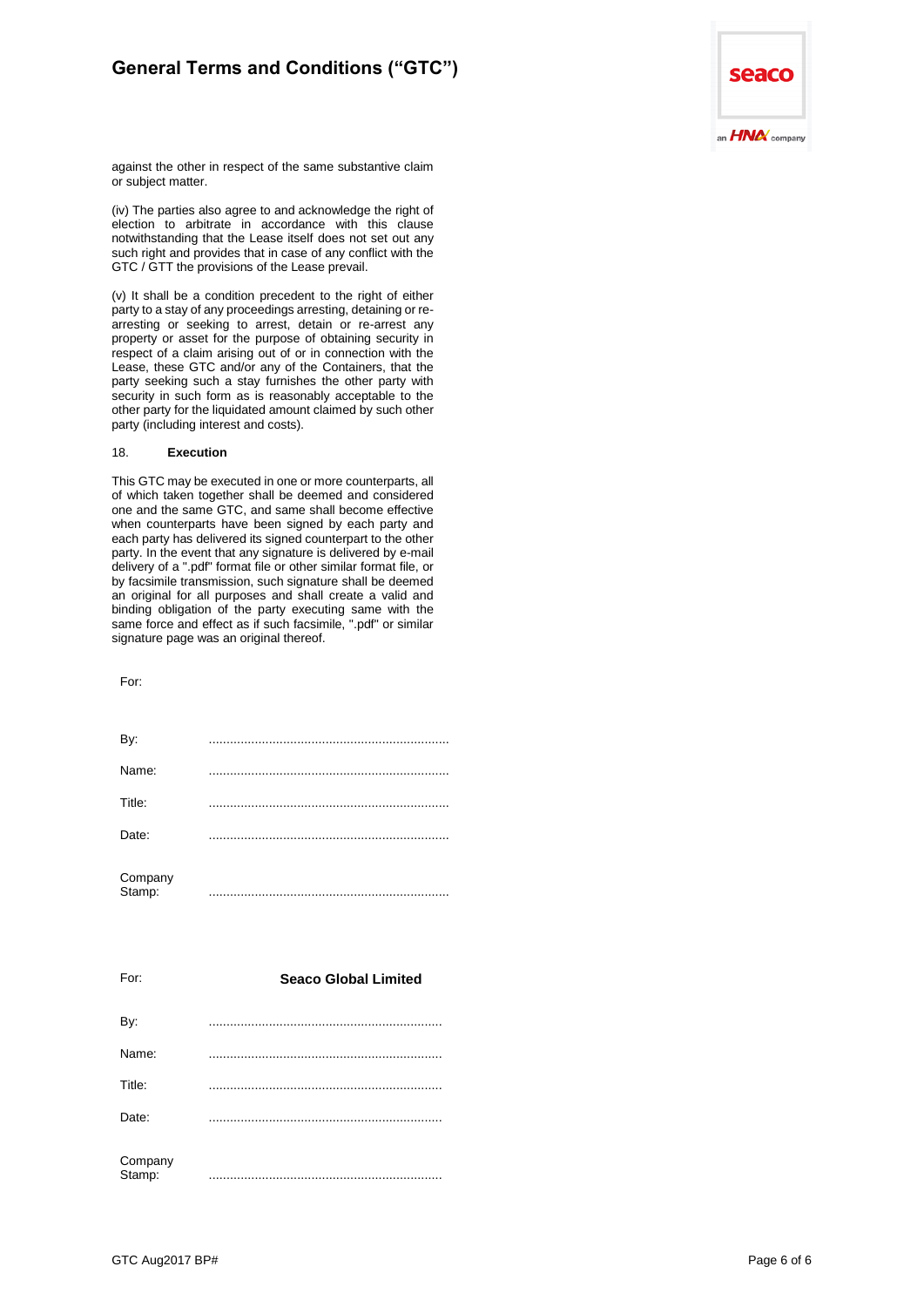against the other in respect of the same substantive claim or subject matter.

(iv) The parties also agree to and acknowledge the right of election to arbitrate in accordance with this clause notwithstanding that the Lease itself does not set out any such right and provides that in case of any conflict with the GTC / GTT the provisions of the Lease prevail.

(v) It shall be a condition precedent to the right of either party to a stay of any proceedings arresting, detaining or re-arresting or seeking to arrest, detain or re-arrest any property or asset for the purpose of obtaining security in respect of a claim arising out of or in connection with the Lease, these GTC and/or any of the Containers, that the party seeking such a stay furnishes the other party with security in such form as is reasonably acceptable to the other party for the liquidated amount claimed by such other party (including interest and costs).

### 18. **Execution**

This GTC may be executed in one or more counterparts, all of which taken together shall be deemed and considered one and the same GTC, and same shall become effective when counterparts have been signed by each party and each party has delivered its signed counterpart to the other party. In the event that any signature is delivered by e-mail delivery of a ".pdf" format file or other similar format file, or by facsimile transmission, such signature shall be deemed an original for all purposes and shall create a valid and binding obligation of the party executing same with the same force and effect as if such facsimile, ".pdf" or similar signature page was an original thereof.

For:

By: ....................................................................

Name: ....................................................................

Title: ....................................................................

Date: ....................................................................

Company Stamp: ....................................................................

For: **Seaco Global Limited**

By: ..................................................................

Name: ..................................................................

Title: ..................................................................

Date: ..................................................................

Company Stamp: ..................................................................

GTC Aug2017 BP#